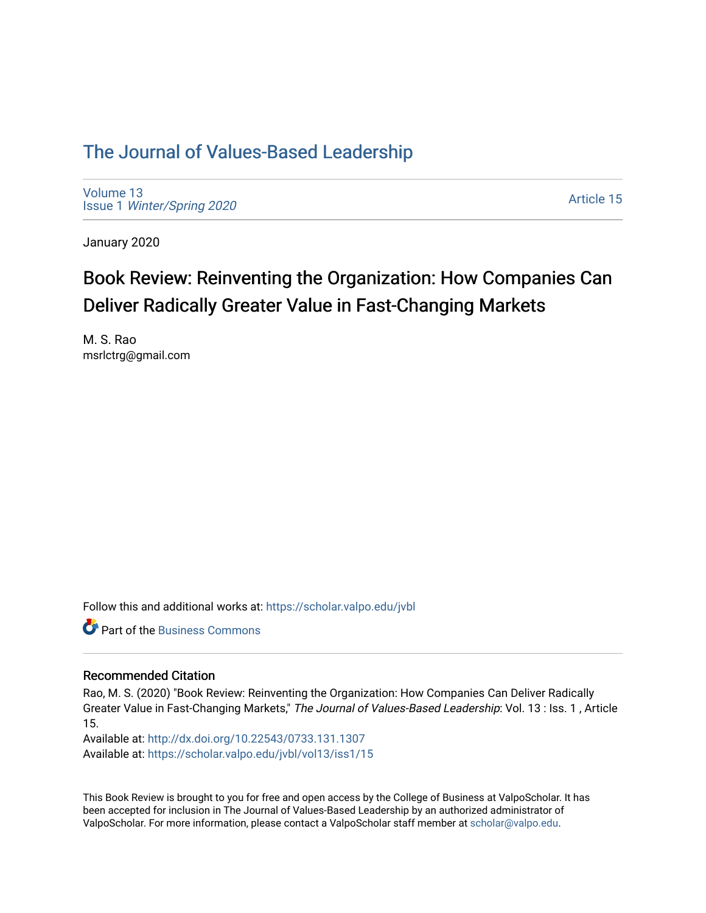# The Journal of Values-Based Leadership

Volume 13
Issue 1 *Winter/Spring 2020*

Article 15

January 2020

## Book Review: Reinventing the Organization: How Companies Can Deliver Radically Greater Value in Fast-Changing Markets

M. S. Rao
msrlctrg@gmail.com

Follow this and additional works at: https://scholar.valpo.edu/jvbl

Part of the Business Commons

### Recommended Citation

Rao, M. S. (2020) "Book Review: Reinventing the Organization: How Companies Can Deliver Radically Greater Value in Fast-Changing Markets," *The Journal of Values-Based Leadership*: Vol. 13 : Iss. 1 , Article 15.
Available at: http://dx.doi.org/10.22543/0733.131.1307
Available at: https://scholar.valpo.edu/jvbl/vol13/iss1/15

This Book Review is brought to you for free and open access by the College of Business at ValpoScholar. It has been accepted for inclusion in The Journal of Values-Based Leadership by an authorized administrator of ValpoScholar. For more information, please contact a ValpoScholar staff member at scholar@valpo.edu.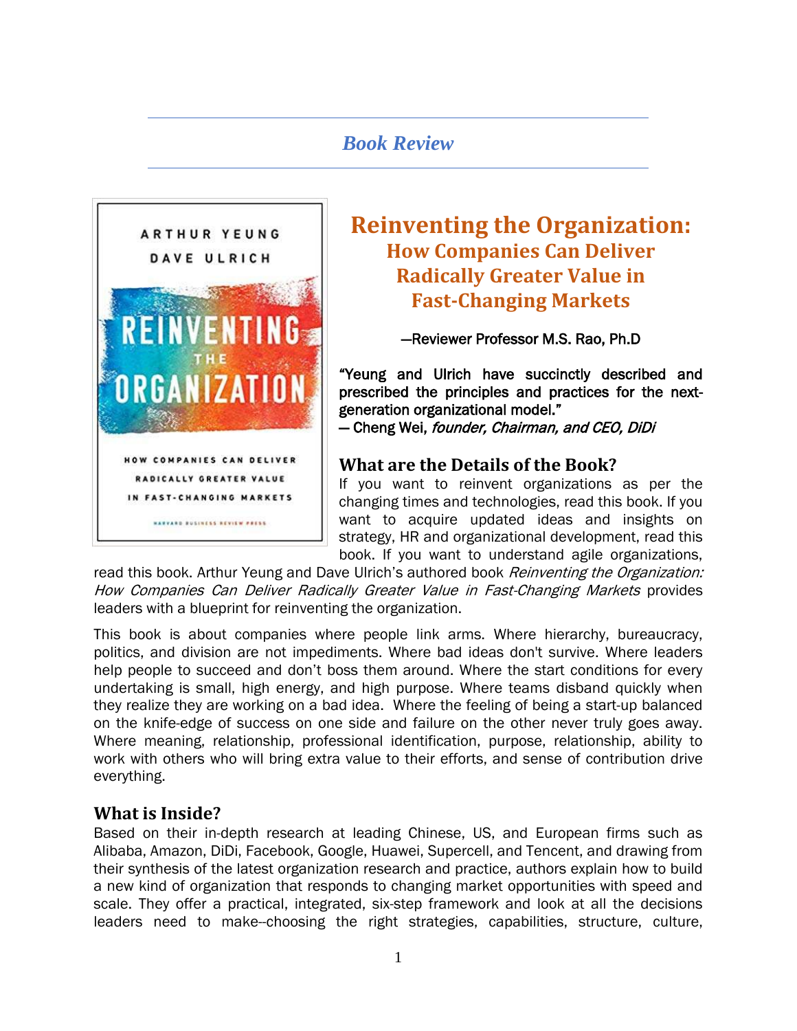## Book Review

# Reinventing the Organization: How Companies Can Deliver Radically Greater Value in Fast-Changing Markets

—Reviewer Professor M.S. Rao, Ph.D

"Yeung and Ulrich have succinctly described and prescribed the principles and practices for the next-generation organizational model."
— Cheng Wei, *founder, Chairman, and CEO, DiDi*

### What are the Details of the Book?

If you want to reinvent organizations as per the changing times and technologies, read this book. If you want to acquire updated ideas and insights on strategy, HR and organizational development, read this book. If you want to understand agile organizations, read this book. Arthur Yeung and Dave Ulrich's authored book *Reinventing the Organization: How Companies Can Deliver Radically Greater Value in Fast-Changing Markets* provides leaders with a blueprint for reinventing the organization.

This book is about companies where people link arms. Where hierarchy, bureaucracy, politics, and division are not impediments. Where bad ideas don't survive. Where leaders help people to succeed and don't boss them around. Where the start conditions for every undertaking is small, high energy, and high purpose. Where teams disband quickly when they realize they are working on a bad idea. Where the feeling of being a start-up balanced on the knife-edge of success on one side and failure on the other never truly goes away. Where meaning, relationship, professional identification, purpose, relationship, ability to work with others who will bring extra value to their efforts, and sense of contribution drive everything.

### What is Inside?

Based on their in-depth research at leading Chinese, US, and European firms such as Alibaba, Amazon, DiDi, Facebook, Google, Huawei, Supercell, and Tencent, and drawing from their synthesis of the latest organization research and practice, authors explain how to build a new kind of organization that responds to changing market opportunities with speed and scale. They offer a practical, integrated, six-step framework and look at all the decisions leaders need to make--choosing the right strategies, capabilities, structure, culture,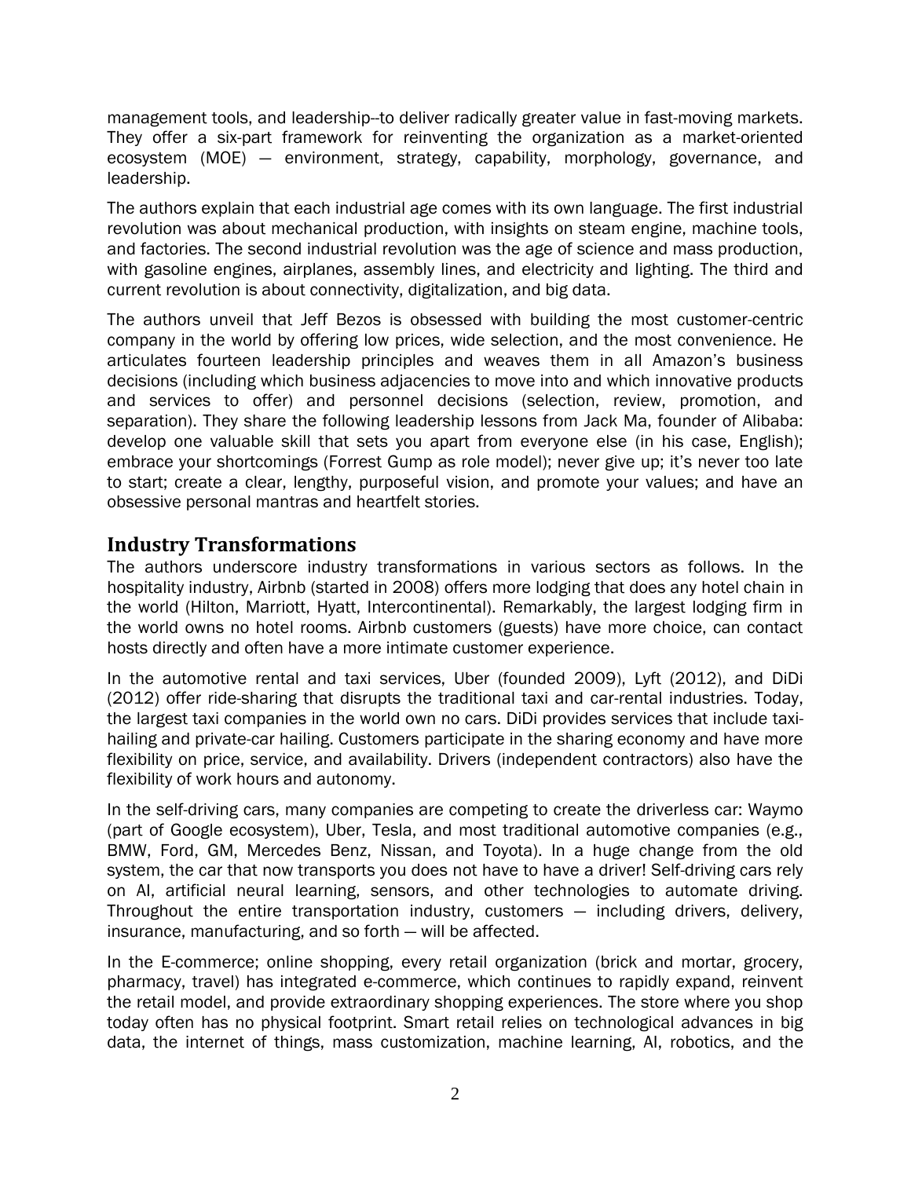management tools, and leadership--to deliver radically greater value in fast-moving markets. They offer a six-part framework for reinventing the organization as a market-oriented ecosystem (MOE) — environment, strategy, capability, morphology, governance, and leadership.

The authors explain that each industrial age comes with its own language. The first industrial revolution was about mechanical production, with insights on steam engine, machine tools, and factories. The second industrial revolution was the age of science and mass production, with gasoline engines, airplanes, assembly lines, and electricity and lighting. The third and current revolution is about connectivity, digitalization, and big data.

The authors unveil that Jeff Bezos is obsessed with building the most customer-centric company in the world by offering low prices, wide selection, and the most convenience. He articulates fourteen leadership principles and weaves them in all Amazon's business decisions (including which business adjacencies to move into and which innovative products and services to offer) and personnel decisions (selection, review, promotion, and separation). They share the following leadership lessons from Jack Ma, founder of Alibaba: develop one valuable skill that sets you apart from everyone else (in his case, English); embrace your shortcomings (Forrest Gump as role model); never give up; it's never too late to start; create a clear, lengthy, purposeful vision, and promote your values; and have an obsessive personal mantras and heartfelt stories.

## Industry Transformations

The authors underscore industry transformations in various sectors as follows. In the hospitality industry, Airbnb (started in 2008) offers more lodging that does any hotel chain in the world (Hilton, Marriott, Hyatt, Intercontinental). Remarkably, the largest lodging firm in the world owns no hotel rooms. Airbnb customers (guests) have more choice, can contact hosts directly and often have a more intimate customer experience.

In the automotive rental and taxi services, Uber (founded 2009), Lyft (2012), and DiDi (2012) offer ride-sharing that disrupts the traditional taxi and car-rental industries. Today, the largest taxi companies in the world own no cars. DiDi provides services that include taxi-hailing and private-car hailing. Customers participate in the sharing economy and have more flexibility on price, service, and availability. Drivers (independent contractors) also have the flexibility of work hours and autonomy.

In the self-driving cars, many companies are competing to create the driverless car: Waymo (part of Google ecosystem), Uber, Tesla, and most traditional automotive companies (e.g., BMW, Ford, GM, Mercedes Benz, Nissan, and Toyota). In a huge change from the old system, the car that now transports you does not have to have a driver! Self-driving cars rely on AI, artificial neural learning, sensors, and other technologies to automate driving. Throughout the entire transportation industry, customers — including drivers, delivery, insurance, manufacturing, and so forth — will be affected.

In the E-commerce; online shopping, every retail organization (brick and mortar, grocery, pharmacy, travel) has integrated e-commerce, which continues to rapidly expand, reinvent the retail model, and provide extraordinary shopping experiences. The store where you shop today often has no physical footprint. Smart retail relies on technological advances in big data, the internet of things, mass customization, machine learning, AI, robotics, and the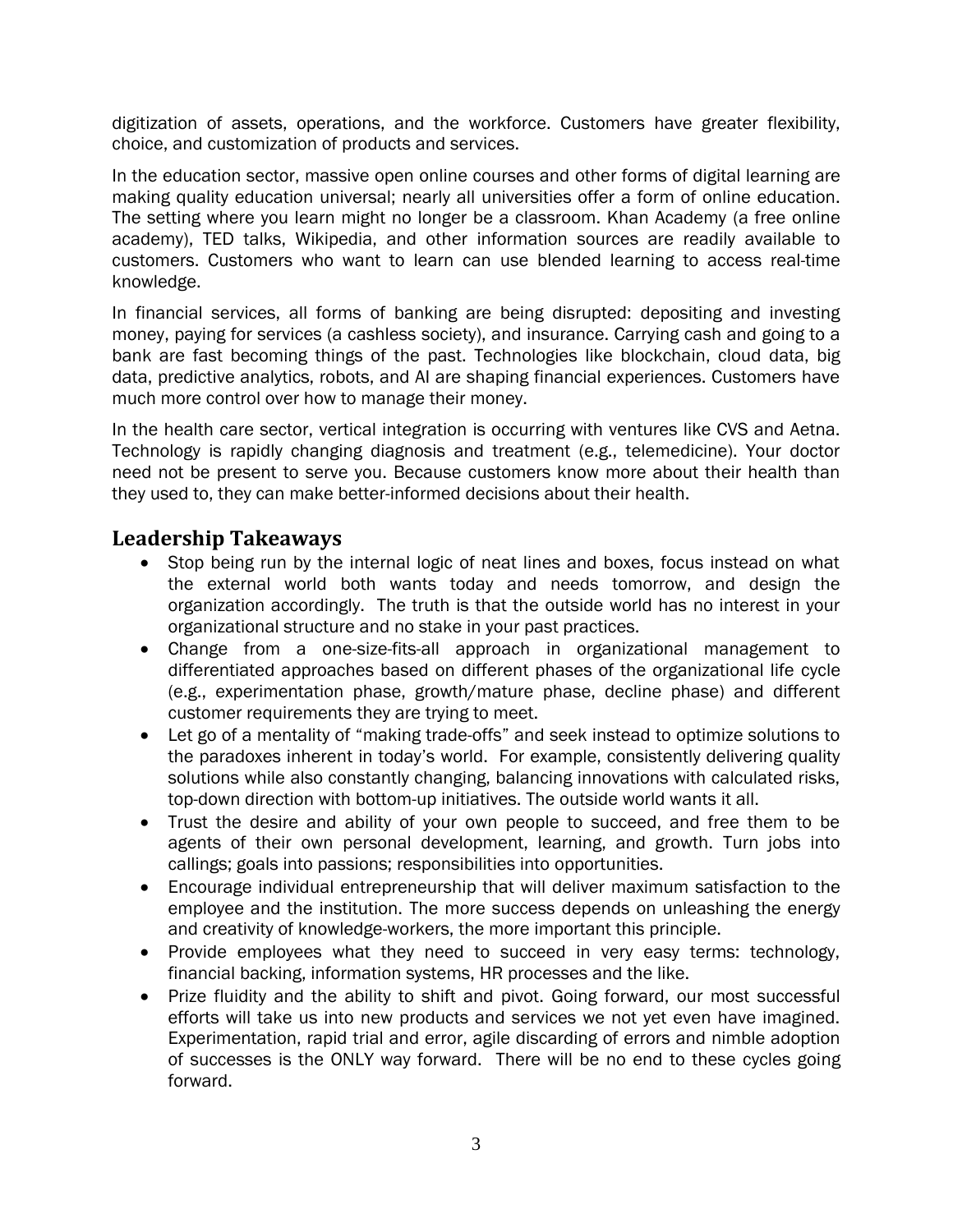digitization of assets, operations, and the workforce. Customers have greater flexibility, choice, and customization of products and services.

In the education sector, massive open online courses and other forms of digital learning are making quality education universal; nearly all universities offer a form of online education. The setting where you learn might no longer be a classroom. Khan Academy (a free online academy), TED talks, Wikipedia, and other information sources are readily available to customers. Customers who want to learn can use blended learning to access real-time knowledge.

In financial services, all forms of banking are being disrupted: depositing and investing money, paying for services (a cashless society), and insurance. Carrying cash and going to a bank are fast becoming things of the past. Technologies like blockchain, cloud data, big data, predictive analytics, robots, and AI are shaping financial experiences. Customers have much more control over how to manage their money.

In the health care sector, vertical integration is occurring with ventures like CVS and Aetna. Technology is rapidly changing diagnosis and treatment (e.g., telemedicine). Your doctor need not be present to serve you. Because customers know more about their health than they used to, they can make better-informed decisions about their health.

## Leadership Takeaways

- Stop being run by the internal logic of neat lines and boxes, focus instead on what the external world both wants today and needs tomorrow, and design the organization accordingly. The truth is that the outside world has no interest in your organizational structure and no stake in your past practices.
- Change from a one-size-fits-all approach in organizational management to differentiated approaches based on different phases of the organizational life cycle (e.g., experimentation phase, growth/mature phase, decline phase) and different customer requirements they are trying to meet.
- Let go of a mentality of "making trade-offs" and seek instead to optimize solutions to the paradoxes inherent in today's world. For example, consistently delivering quality solutions while also constantly changing, balancing innovations with calculated risks, top-down direction with bottom-up initiatives. The outside world wants it all.
- Trust the desire and ability of your own people to succeed, and free them to be agents of their own personal development, learning, and growth. Turn jobs into callings; goals into passions; responsibilities into opportunities.
- Encourage individual entrepreneurship that will deliver maximum satisfaction to the employee and the institution. The more success depends on unleashing the energy and creativity of knowledge-workers, the more important this principle.
- Provide employees what they need to succeed in very easy terms: technology, financial backing, information systems, HR processes and the like.
- Prize fluidity and the ability to shift and pivot. Going forward, our most successful efforts will take us into new products and services we not yet even have imagined. Experimentation, rapid trial and error, agile discarding of errors and nimble adoption of successes is the ONLY way forward. There will be no end to these cycles going forward.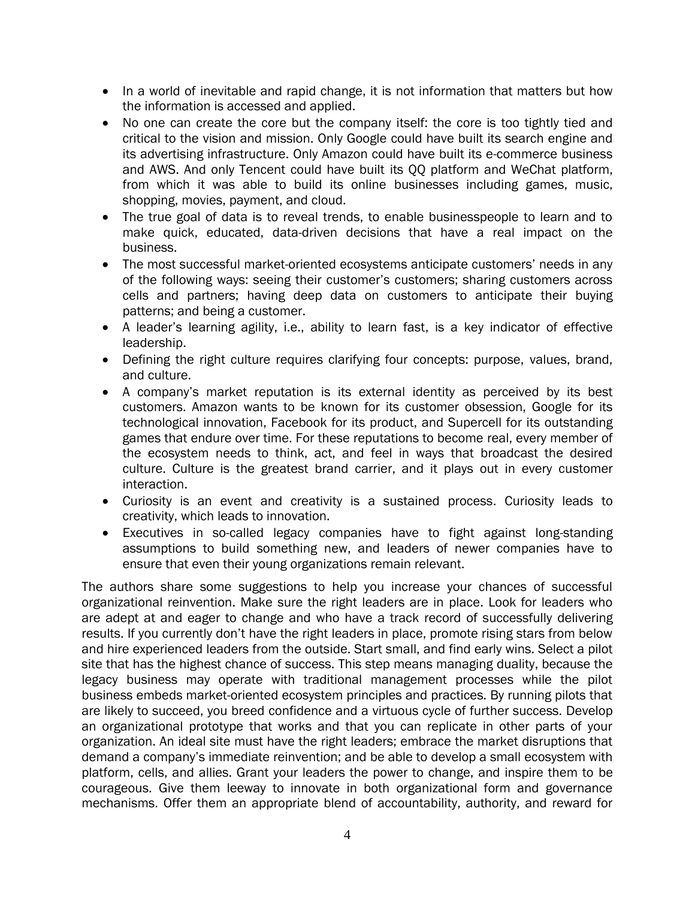- In a world of inevitable and rapid change, it is not information that matters but how the information is accessed and applied.
- No one can create the core but the company itself: the core is too tightly tied and critical to the vision and mission. Only Google could have built its search engine and its advertising infrastructure. Only Amazon could have built its e-commerce business and AWS. And only Tencent could have built its QQ platform and WeChat platform, from which it was able to build its online businesses including games, music, shopping, movies, payment, and cloud.
- The true goal of data is to reveal trends, to enable businesspeople to learn and to make quick, educated, data-driven decisions that have a real impact on the business.
- The most successful market-oriented ecosystems anticipate customers' needs in any of the following ways: seeing their customer's customers; sharing customers across cells and partners; having deep data on customers to anticipate their buying patterns; and being a customer.
- A leader's learning agility, i.e., ability to learn fast, is a key indicator of effective leadership.
- Defining the right culture requires clarifying four concepts: purpose, values, brand, and culture.
- A company's market reputation is its external identity as perceived by its best customers. Amazon wants to be known for its customer obsession, Google for its technological innovation, Facebook for its product, and Supercell for its outstanding games that endure over time. For these reputations to become real, every member of the ecosystem needs to think, act, and feel in ways that broadcast the desired culture. Culture is the greatest brand carrier, and it plays out in every customer interaction.
- Curiosity is an event and creativity is a sustained process. Curiosity leads to creativity, which leads to innovation.
- Executives in so-called legacy companies have to fight against long-standing assumptions to build something new, and leaders of newer companies have to ensure that even their young organizations remain relevant.

The authors share some suggestions to help you increase your chances of successful organizational reinvention. Make sure the right leaders are in place. Look for leaders who are adept at and eager to change and who have a track record of successfully delivering results. If you currently don't have the right leaders in place, promote rising stars from below and hire experienced leaders from the outside. Start small, and find early wins. Select a pilot site that has the highest chance of success. This step means managing duality, because the legacy business may operate with traditional management processes while the pilot business embeds market-oriented ecosystem principles and practices. By running pilots that are likely to succeed, you breed confidence and a virtuous cycle of further success. Develop an organizational prototype that works and that you can replicate in other parts of your organization. An ideal site must have the right leaders; embrace the market disruptions that demand a company's immediate reinvention; and be able to develop a small ecosystem with platform, cells, and allies. Grant your leaders the power to change, and inspire them to be courageous. Give them leeway to innovate in both organizational form and governance mechanisms. Offer them an appropriate blend of accountability, authority, and reward for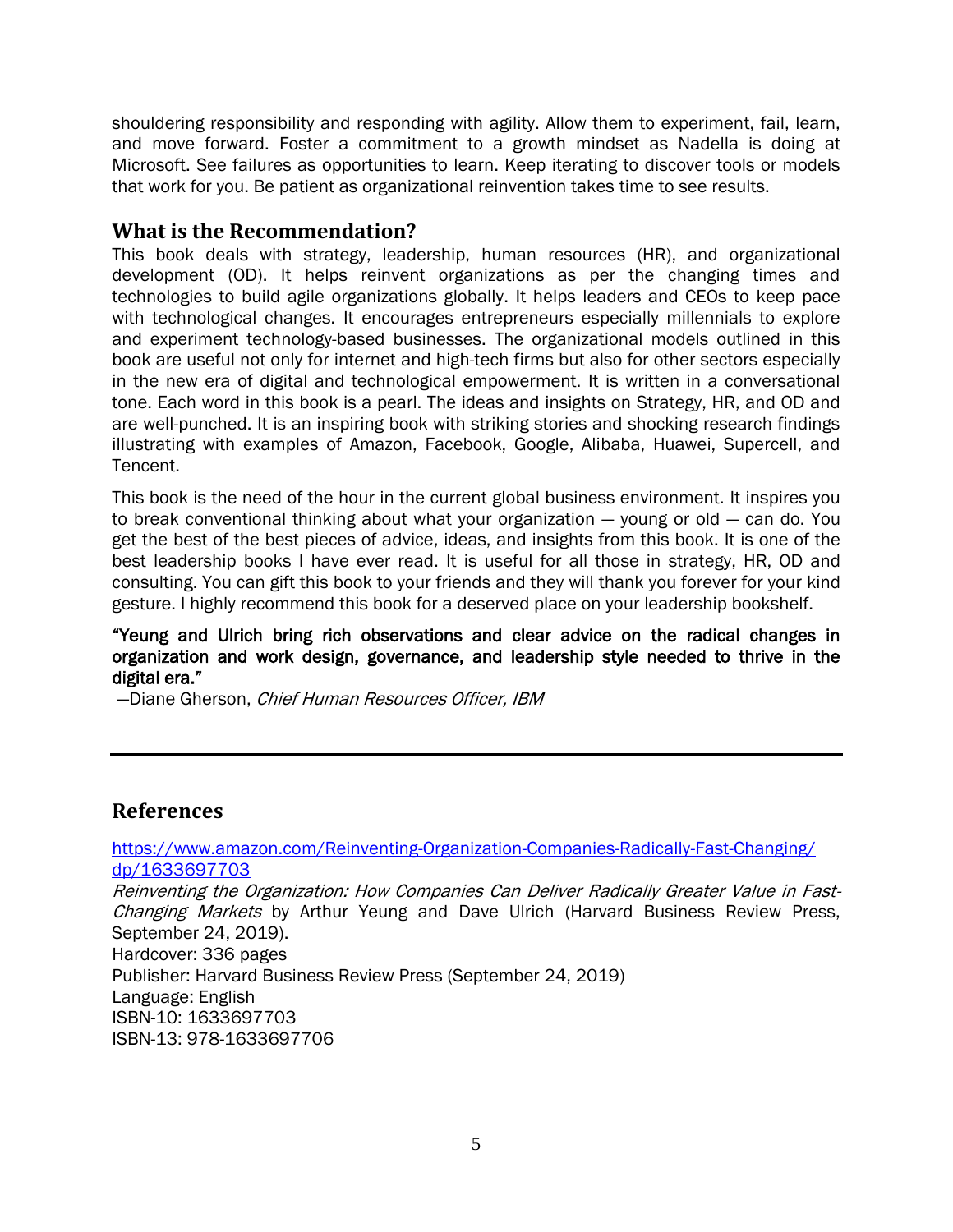shouldering responsibility and responding with agility. Allow them to experiment, fail, learn, and move forward. Foster a commitment to a growth mindset as Nadella is doing at Microsoft. See failures as opportunities to learn. Keep iterating to discover tools or models that work for you. Be patient as organizational reinvention takes time to see results.

## What is the Recommendation?

This book deals with strategy, leadership, human resources (HR), and organizational development (OD). It helps reinvent organizations as per the changing times and technologies to build agile organizations globally. It helps leaders and CEOs to keep pace with technological changes. It encourages entrepreneurs especially millennials to explore and experiment technology-based businesses. The organizational models outlined in this book are useful not only for internet and high-tech firms but also for other sectors especially in the new era of digital and technological empowerment. It is written in a conversational tone. Each word in this book is a pearl. The ideas and insights on Strategy, HR, and OD and are well-punched. It is an inspiring book with striking stories and shocking research findings illustrating with examples of Amazon, Facebook, Google, Alibaba, Huawei, Supercell, and Tencent.

This book is the need of the hour in the current global business environment. It inspires you to break conventional thinking about what your organization — young or old — can do. You get the best of the best pieces of advice, ideas, and insights from this book. It is one of the best leadership books I have ever read. It is useful for all those in strategy, HR, OD and consulting. You can gift this book to your friends and they will thank you forever for your kind gesture. I highly recommend this book for a deserved place on your leadership bookshelf.

**"Yeung and Ulrich bring rich observations and clear advice on the radical changes in organization and work design, governance, and leadership style needed to thrive in the digital era."**

—Diane Gherson, *Chief Human Resources Officer, IBM*

---

## References

https://www.amazon.com/Reinventing-Organization-Companies-Radically-Fast-Changing/dp/1633697703

*Reinventing the Organization: How Companies Can Deliver Radically Greater Value in Fast-Changing Markets* by Arthur Yeung and Dave Ulrich (Harvard Business Review Press, September 24, 2019).

Hardcover: 336 pages
Publisher: Harvard Business Review Press (September 24, 2019)
Language: English
ISBN-10: 1633697703
ISBN-13: 978-1633697706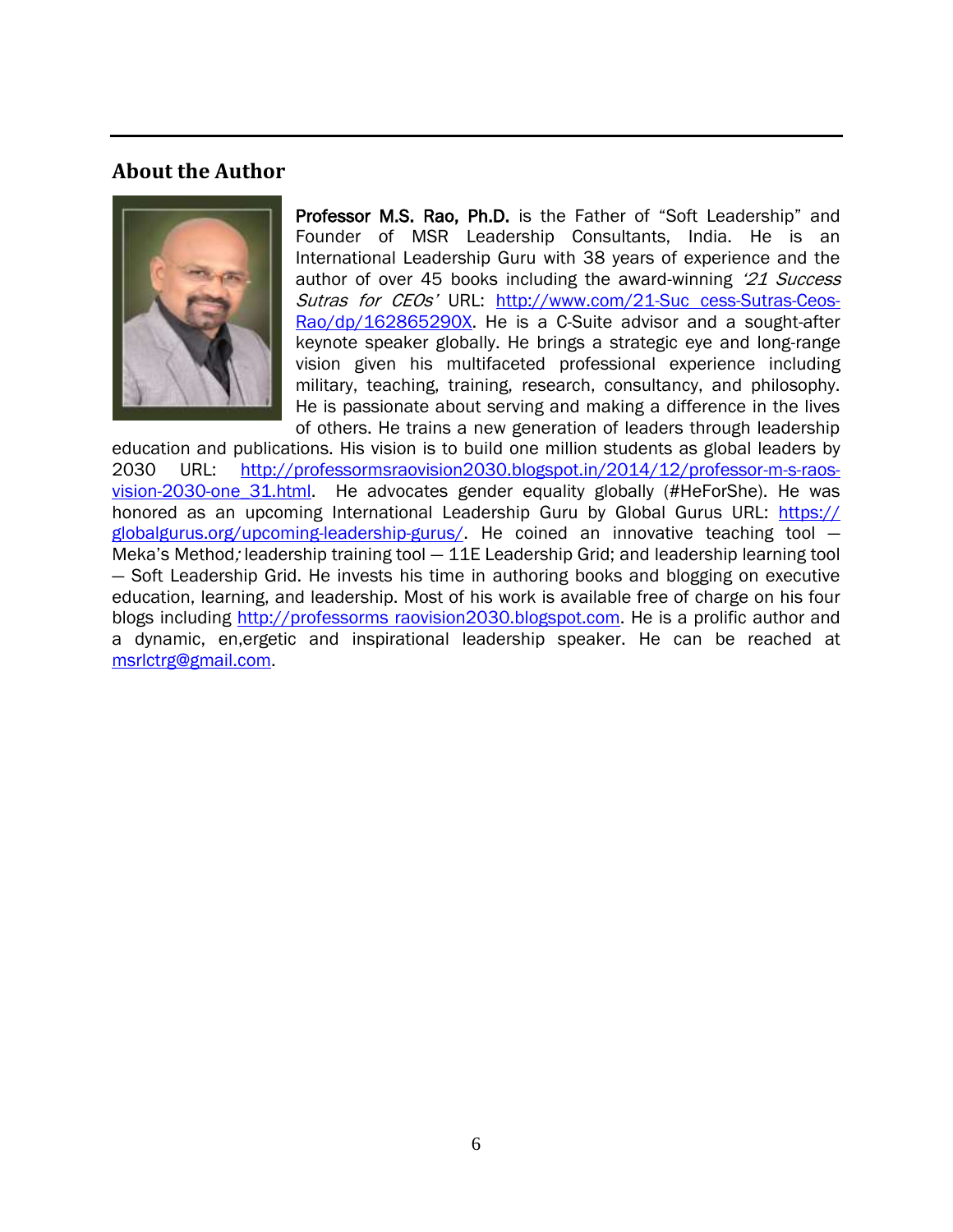## About the Author

**Professor M.S. Rao, Ph.D.** is the Father of "Soft Leadership" and Founder of MSR Leadership Consultants, India. He is an International Leadership Guru with 38 years of experience and the author of over 45 books including the award-winning *'21 Success Sutras for CEOs'* URL: http://www.com/21-Suc cess-Sutras-Ceos-Rao/dp/162865290X. He is a C-Suite advisor and a sought-after keynote speaker globally. He brings a strategic eye and long-range vision given his multifaceted professional experience including military, teaching, training, research, consultancy, and philosophy. He is passionate about serving and making a difference in the lives of others. He trains a new generation of leaders through leadership education and publications. His vision is to build one million students as global leaders by 2030 URL: http://professormsraovision2030.blogspot.in/2014/12/professor-m-s-raos-vision-2030-one_31.html. He advocates gender equality globally (#HeForShe). He was honored as an upcoming International Leadership Guru by Global Gurus URL: https://globalgurus.org/upcoming-leadership-gurus/. He coined an innovative teaching tool — Meka's Method; leadership training tool — 11E Leadership Grid; and leadership learning tool — Soft Leadership Grid. He invests his time in authoring books and blogging on executive education, learning, and leadership. Most of his work is available free of charge on his four blogs including http://professorms raovision2030.blogspot.com. He is a prolific author and a dynamic, en,ergetic and inspirational leadership speaker. He can be reached at msrlctrg@gmail.com.